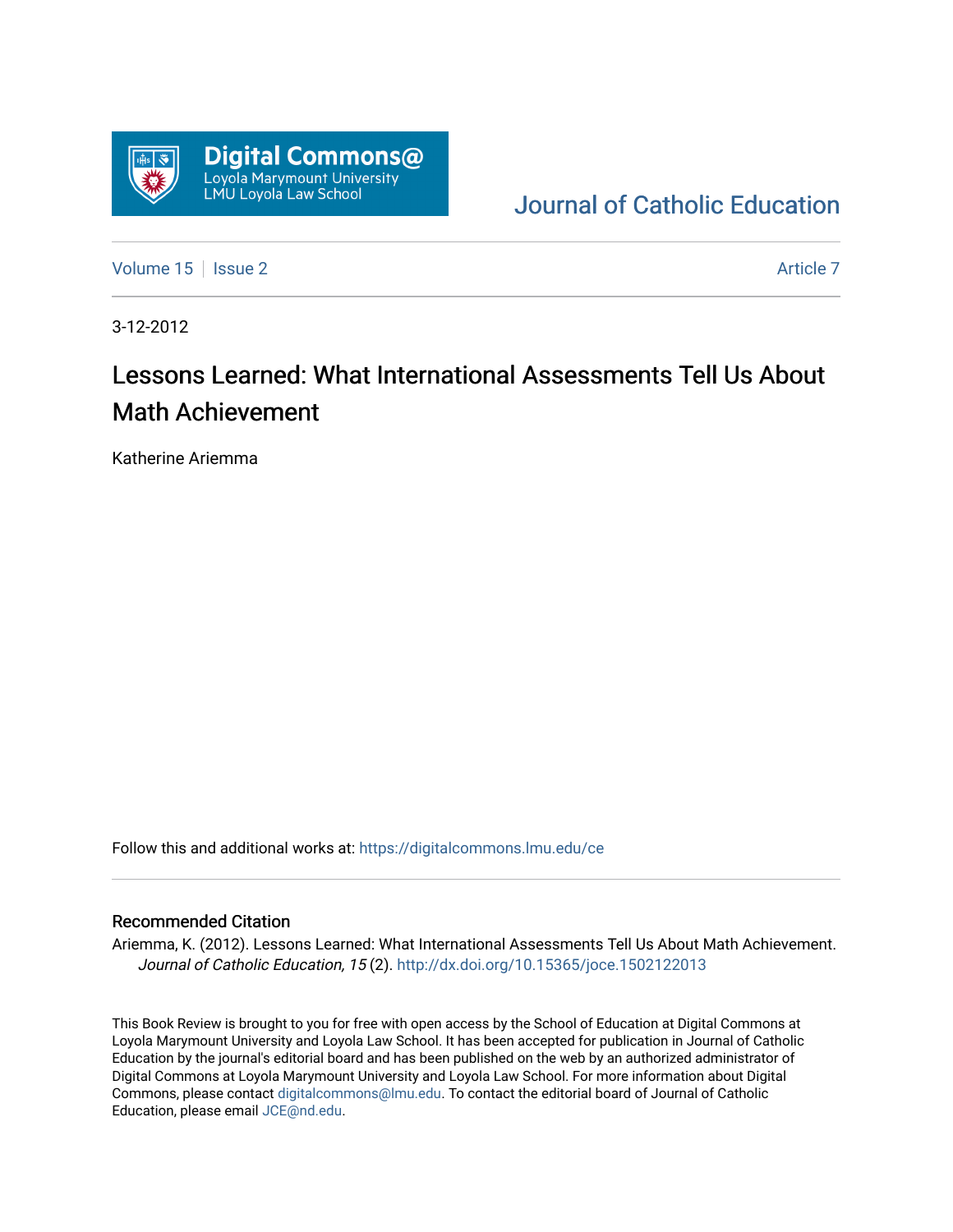Digital Commons@
Loyola Marymount University
LMU Loyola Law School

Journal of Catholic Education

Volume 15 | Issue 2 | Article 7

3-12-2012

# Lessons Learned: What International Assessments Tell Us About Math Achievement

Katherine Ariemma

Follow this and additional works at: https://digitalcommons.lmu.edu/ce

## Recommended Citation

Ariemma, K. (2012). Lessons Learned: What International Assessments Tell Us About Math Achievement. *Journal of Catholic Education, 15* (2). http://dx.doi.org/10.15365/joce.1502122013

This Book Review is brought to you for free with open access by the School of Education at Digital Commons at Loyola Marymount University and Loyola Law School. It has been accepted for publication in Journal of Catholic Education by the journal's editorial board and has been published on the web by an authorized administrator of Digital Commons at Loyola Marymount University and Loyola Law School. For more information about Digital Commons, please contact digitalcommons@lmu.edu. To contact the editorial board of Journal of Catholic Education, please email JCE@nd.edu.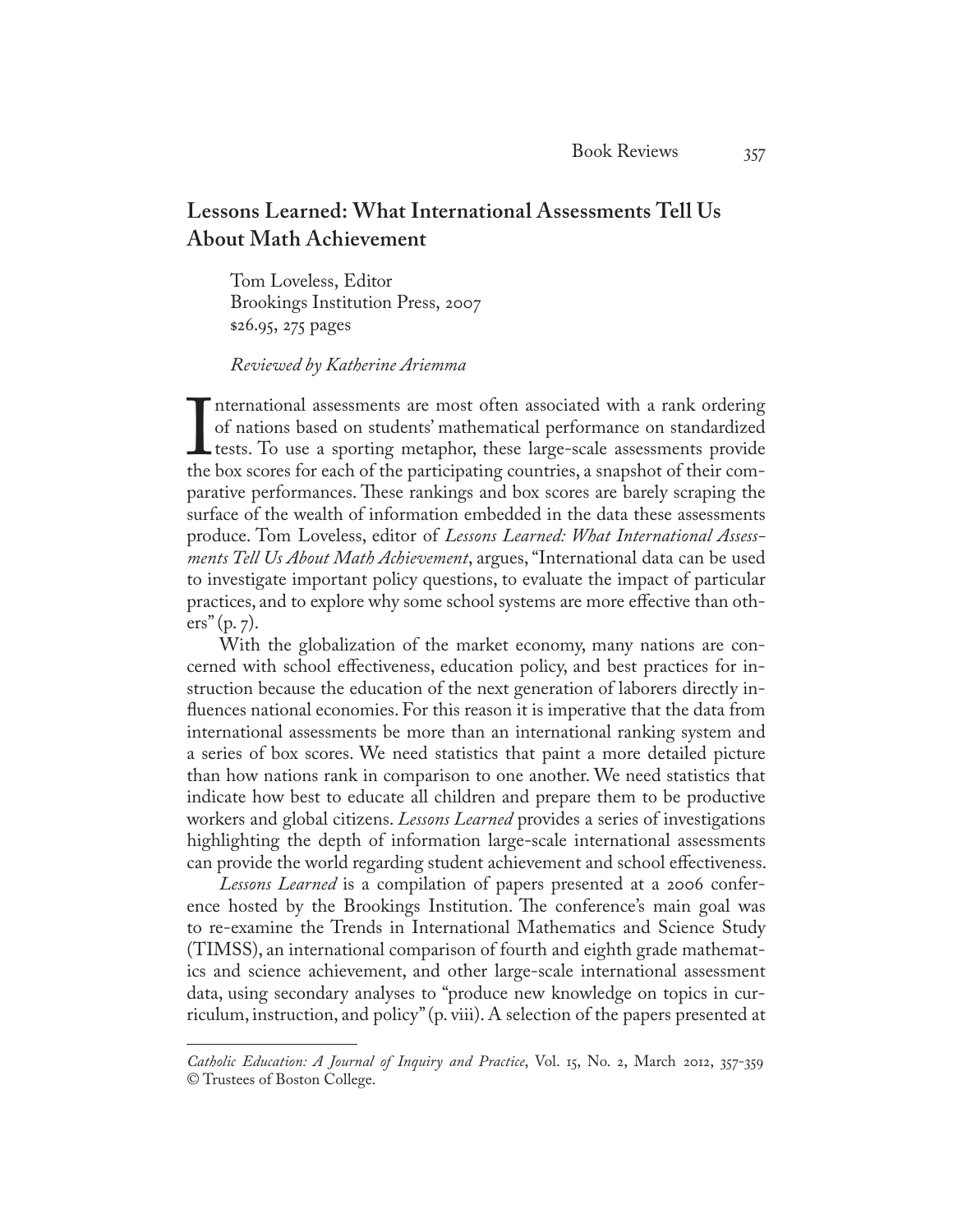## Lessons Learned: What International Assessments Tell Us About Math Achievement

Tom Loveless, Editor
Brookings Institution Press, 2007
$26.95, 275 pages

*Reviewed by Katherine Ariemma*

International assessments are most often associated with a rank ordering of nations based on students' mathematical performance on standardized tests. To use a sporting metaphor, these large-scale assessments provide the box scores for each of the participating countries, a snapshot of their comparative performances. These rankings and box scores are barely scraping the surface of the wealth of information embedded in the data these assessments produce. Tom Loveless, editor of *Lessons Learned: What International Assessments Tell Us About Math Achievement*, argues, "International data can be used to investigate important policy questions, to evaluate the impact of particular practices, and to explore why some school systems are more effective than others" (p. 7).

With the globalization of the market economy, many nations are concerned with school effectiveness, education policy, and best practices for instruction because the education of the next generation of laborers directly influences national economies. For this reason it is imperative that the data from international assessments be more than an international ranking system and a series of box scores. We need statistics that paint a more detailed picture than how nations rank in comparison to one another. We need statistics that indicate how best to educate all children and prepare them to be productive workers and global citizens. *Lessons Learned* provides a series of investigations highlighting the depth of information large-scale international assessments can provide the world regarding student achievement and school effectiveness.

*Lessons Learned* is a compilation of papers presented at a 2006 conference hosted by the Brookings Institution. The conference's main goal was to re-examine the Trends in International Mathematics and Science Study (TIMSS), an international comparison of fourth and eighth grade mathematics and science achievement, and other large-scale international assessment data, using secondary analyses to "produce new knowledge on topics in curriculum, instruction, and policy" (p. viii). A selection of the papers presented at

*Catholic Education: A Journal of Inquiry and Practice*, Vol. 15, No. 2, March 2012, 357-359
© Trustees of Boston College.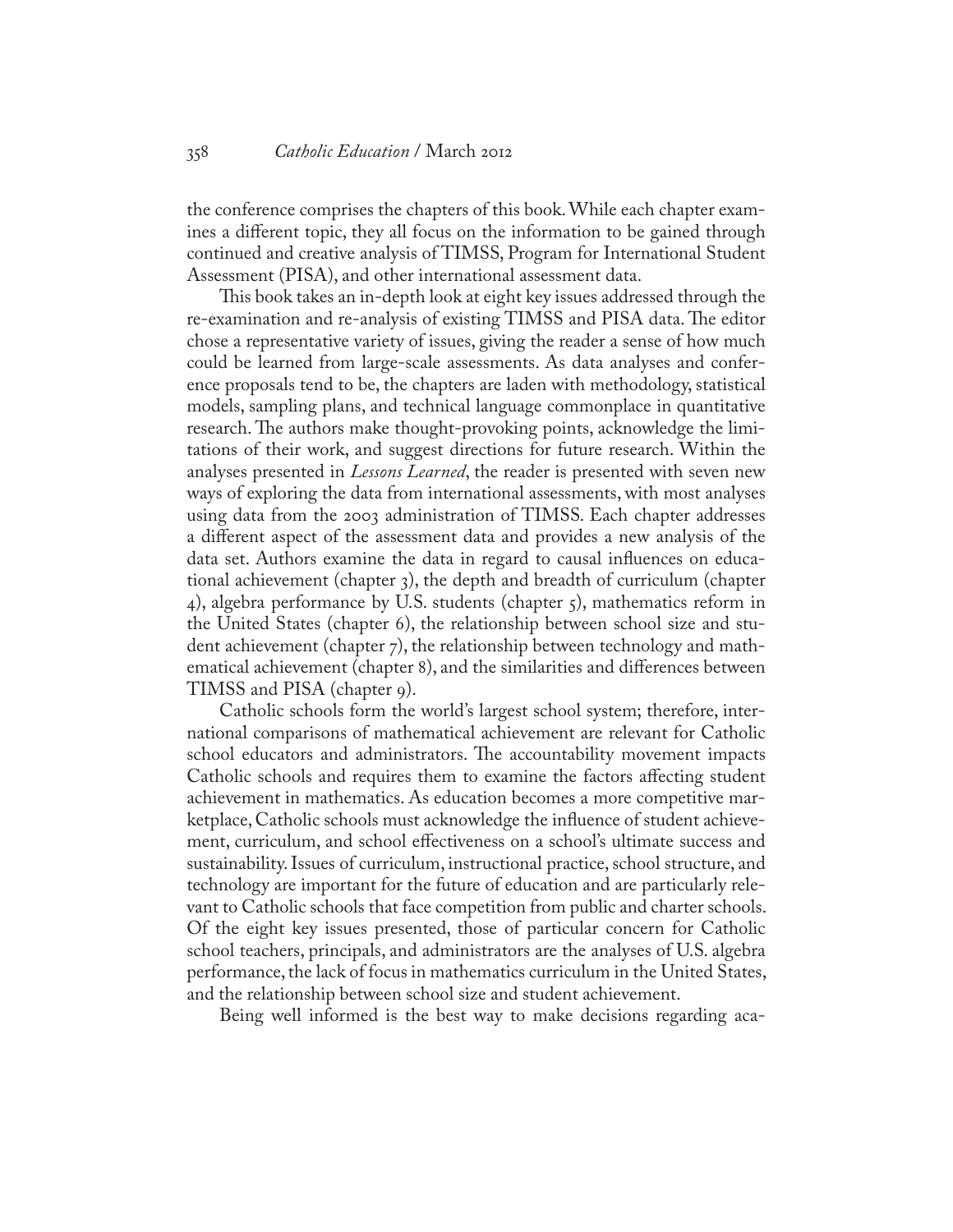the conference comprises the chapters of this book. While each chapter examines a different topic, they all focus on the information to be gained through continued and creative analysis of TIMSS, Program for International Student Assessment (PISA), and other international assessment data.

This book takes an in-depth look at eight key issues addressed through the re-examination and re-analysis of existing TIMSS and PISA data. The editor chose a representative variety of issues, giving the reader a sense of how much could be learned from large-scale assessments. As data analyses and conference proposals tend to be, the chapters are laden with methodology, statistical models, sampling plans, and technical language commonplace in quantitative research. The authors make thought-provoking points, acknowledge the limitations of their work, and suggest directions for future research. Within the analyses presented in *Lessons Learned*, the reader is presented with seven new ways of exploring the data from international assessments, with most analyses using data from the 2003 administration of TIMSS. Each chapter addresses a different aspect of the assessment data and provides a new analysis of the data set. Authors examine the data in regard to causal influences on educational achievement (chapter 3), the depth and breadth of curriculum (chapter 4), algebra performance by U.S. students (chapter 5), mathematics reform in the United States (chapter 6), the relationship between school size and student achievement (chapter 7), the relationship between technology and mathematical achievement (chapter 8), and the similarities and differences between TIMSS and PISA (chapter 9).

Catholic schools form the world's largest school system; therefore, international comparisons of mathematical achievement are relevant for Catholic school educators and administrators. The accountability movement impacts Catholic schools and requires them to examine the factors affecting student achievement in mathematics. As education becomes a more competitive marketplace, Catholic schools must acknowledge the influence of student achievement, curriculum, and school effectiveness on a school's ultimate success and sustainability. Issues of curriculum, instructional practice, school structure, and technology are important for the future of education and are particularly relevant to Catholic schools that face competition from public and charter schools. Of the eight key issues presented, those of particular concern for Catholic school teachers, principals, and administrators are the analyses of U.S. algebra performance, the lack of focus in mathematics curriculum in the United States, and the relationship between school size and student achievement.

Being well informed is the best way to make decisions regarding aca-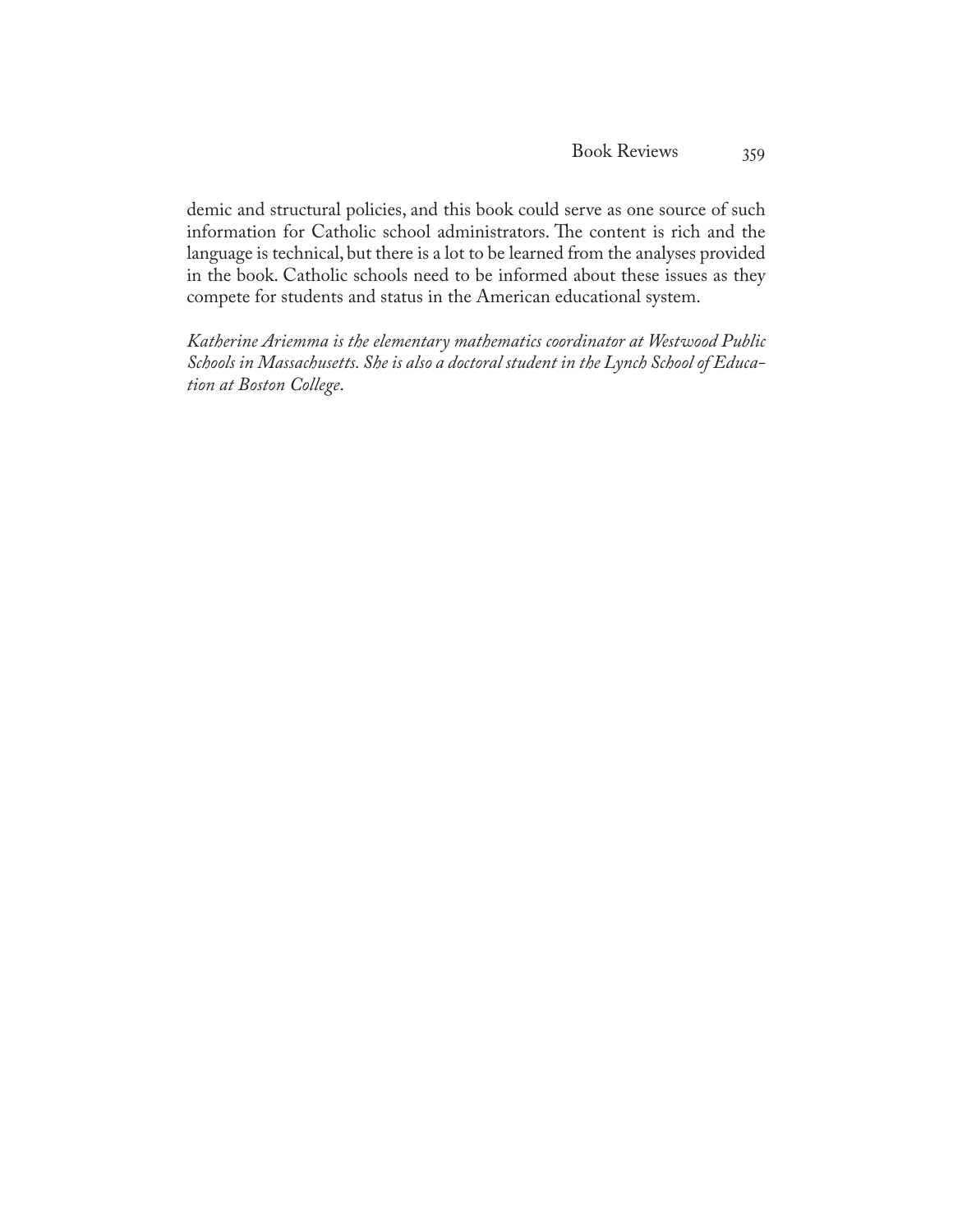demic and structural policies, and this book could serve as one source of such information for Catholic school administrators. The content is rich and the language is technical, but there is a lot to be learned from the analyses provided in the book. Catholic schools need to be informed about these issues as they compete for students and status in the American educational system.

*Katherine Ariemma is the elementary mathematics coordinator at Westwood Public Schools in Massachusetts. She is also a doctoral student in the Lynch School of Education at Boston College.*